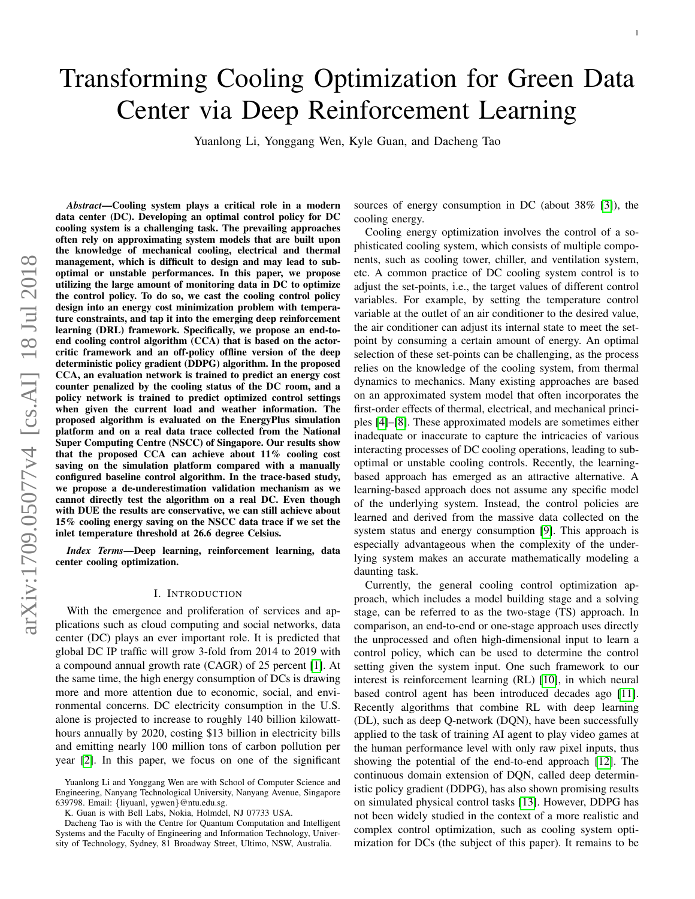# Transforming Cooling Optimization for Green Data Center via Deep Reinforcement Learning

Yuanlong Li, Yonggang Wen, Kyle Guan, and Dacheng Tao

***Abstract*—Cooling system plays a critical role in a modern data center (DC). Developing an optimal control policy for DC cooling system is a challenging task. The prevailing approaches often rely on approximating system models that are built upon the knowledge of mechanical cooling, electrical and thermal management, which is difficult to design and may lead to sub-optimal or unstable performances. In this paper, we propose utilizing the large amount of monitoring data in DC to optimize the control policy. To do so, we cast the cooling control policy design into an energy cost minimization problem with temperature constraints, and tap it into the emerging deep reinforcement learning (DRL) framework. Specifically, we propose an end-to-end cooling control algorithm (CCA) that is based on the actor-critic framework and an off-policy offline version of the deep deterministic policy gradient (DDPG) algorithm. In the proposed CCA, an evaluation network is trained to predict an energy cost counter penalized by the cooling status of the DC room, and a policy network is trained to predict optimized control settings when given the current load and weather information. The proposed algorithm is evaluated on the EnergyPlus simulation platform and on a real data trace collected from the National Super Computing Centre (NSCC) of Singapore. Our results show that the proposed CCA can achieve about 11% cooling cost saving on the simulation platform compared with a manually configured baseline control algorithm. In the trace-based study, we propose a de-underestimation validation mechanism as we cannot directly test the algorithm on a real DC. Even though with DUE the results are conservative, we can still achieve about 15% cooling energy saving on the NSCC data trace if we set the inlet temperature threshold at 26.6 degree Celsius.**

***Index Terms*—Deep learning, reinforcement learning, data center cooling optimization.**

## I. Introduction

With the emergence and proliferation of services and applications such as cloud computing and social networks, data center (DC) plays an ever important role. It is predicted that global DC IP traffic will grow 3-fold from 2014 to 2019 with a compound annual growth rate (CAGR) of 25 percent [1]. At the same time, the high energy consumption of DCs is drawing more and more attention due to economic, social, and environmental concerns. DC electricity consumption in the U.S. alone is projected to increase to roughly 140 billion kilowatt-hours annually by 2020, costing $13 billion in electricity bills and emitting nearly 100 million tons of carbon pollution per year [2]. In this paper, we focus on one of the significant sources of energy consumption in DC (about 38% [3]), the cooling energy.

Cooling energy optimization involves the control of a sophisticated cooling system, which consists of multiple components, such as cooling tower, chiller, and ventilation system, etc. A common practice of DC cooling system control is to adjust the set-points, i.e., the target values of different control variables. For example, by setting the temperature control variable at the outlet of an air conditioner to the desired value, the air conditioner can adjust its internal state to meet the set-point by consuming a certain amount of energy. An optimal selection of these set-points can be challenging, as the process relies on the knowledge of the cooling system, from thermal dynamics to mechanics. Many existing approaches are based on an approximated system model that often incorporates the first-order effects of thermal, electrical, and mechanical principles [4]–[8]. These approximated models are sometimes either inadequate or inaccurate to capture the intricacies of various interacting processes of DC cooling operations, leading to sub-optimal or unstable cooling controls. Recently, the learning-based approach has emerged as an attractive alternative. A learning-based approach does not assume any specific model of the underlying system. Instead, the control policies are learned and derived from the massive data collected on the system status and energy consumption [9]. This approach is especially advantageous when the complexity of the underlying system makes an accurate mathematically modeling a daunting task.

Currently, the general cooling control optimization approach, which includes a model building stage and a solving stage, can be referred to as the two-stage (TS) approach. In comparison, an end-to-end or one-stage approach uses directly the unprocessed and often high-dimensional input to learn a control policy, which can be used to determine the control setting given the system input. One such framework to our interest is reinforcement learning (RL) [10], in which neural based control agent has been introduced decades ago [11]. Recently algorithms that combine RL with deep learning (DL), such as deep Q-network (DQN), have been successfully applied to the task of training AI agent to play video games at the human performance level with only raw pixel inputs, thus showing the potential of the end-to-end approach [12]. The continuous domain extension of DQN, called deep deterministic policy gradient (DDPG), has also shown promising results on simulated physical control tasks [13]. However, DDPG has not been widely studied in the context of a more realistic and complex control optimization, such as cooling system optimization for DCs (the subject of this paper). It remains to be

Yuanlong Li and Yonggang Wen are with School of Computer Science and Engineering, Nanyang Technological University, Nanyang Avenue, Singapore 639798. Email: {liyuanl, ygwen}@ntu.edu.sg.

K. Guan is with Bell Labs, Nokia, Holmdel, NJ 07733 USA.

Dacheng Tao is with the Centre for Quantum Computation and Intelligent Systems and the Faculty of Engineering and Information Technology, University of Technology, Sydney, 81 Broadway Street, Ultimo, NSW, Australia.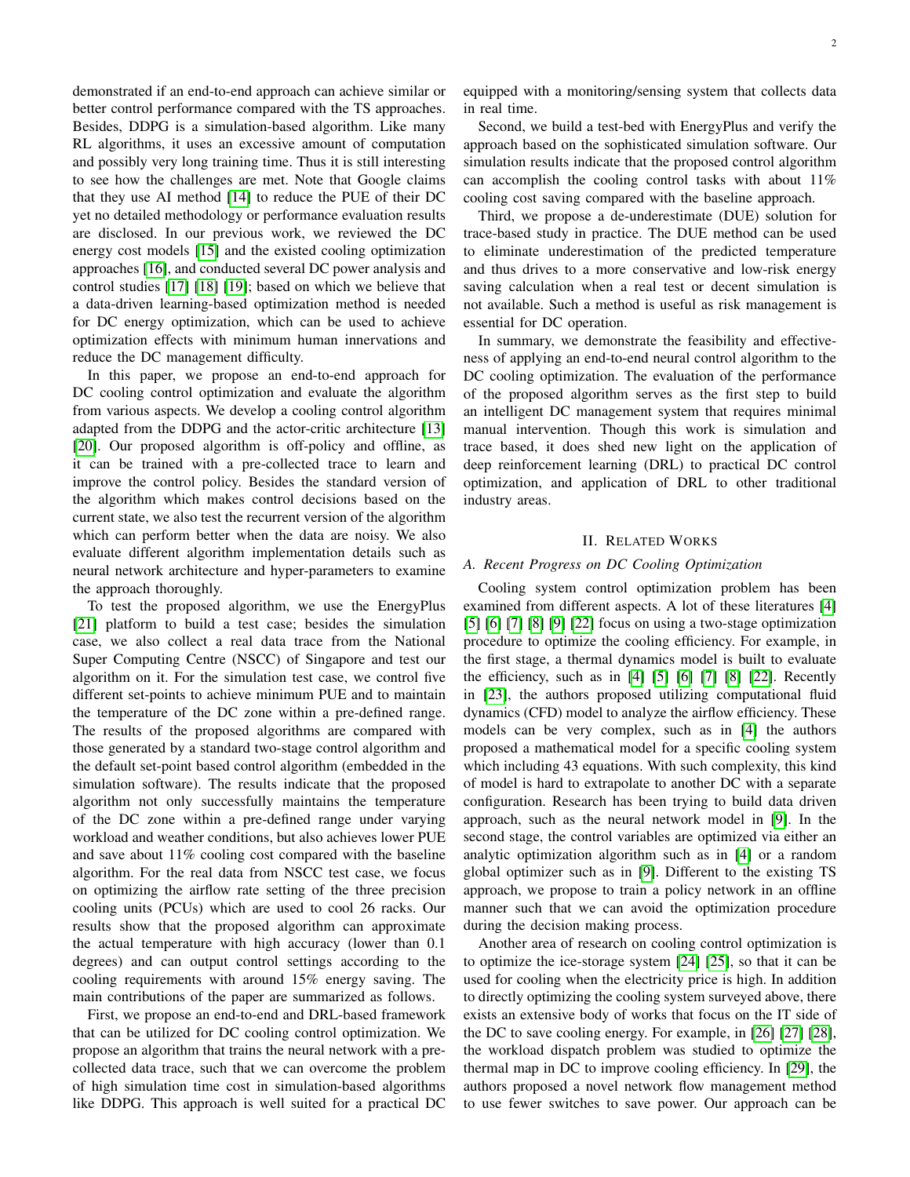demonstrated if an end-to-end approach can achieve similar or better control performance compared with the TS approaches. Besides, DDPG is a simulation-based algorithm. Like many RL algorithms, it uses an excessive amount of computation and possibly very long training time. Thus it is still interesting to see how the challenges are met. Note that Google claims that they use AI method [14] to reduce the PUE of their DC yet no detailed methodology or performance evaluation results are disclosed. In our previous work, we reviewed the DC energy cost models [15] and the existed cooling optimization approaches [16], and conducted several DC power analysis and control studies [17] [18] [19]; based on which we believe that a data-driven learning-based optimization method is needed for DC energy optimization, which can be used to achieve optimization effects with minimum human innervations and reduce the DC management difficulty.

In this paper, we propose an end-to-end approach for DC cooling control optimization and evaluate the algorithm from various aspects. We develop a cooling control algorithm adapted from the DDPG and the actor-critic architecture [13] [20]. Our proposed algorithm is off-policy and offline, as it can be trained with a pre-collected trace to learn and improve the control policy. Besides the standard version of the algorithm which makes control decisions based on the current state, we also test the recurrent version of the algorithm which can perform better when the data are noisy. We also evaluate different algorithm implementation details such as neural network architecture and hyper-parameters to examine the approach thoroughly.

To test the proposed algorithm, we use the EnergyPlus [21] platform to build a test case; besides the simulation case, we also collect a real data trace from the National Super Computing Centre (NSCC) of Singapore and test our algorithm on it. For the simulation test case, we control five different set-points to achieve minimum PUE and to maintain the temperature of the DC zone within a pre-defined range. The results of the proposed algorithms are compared with those generated by a standard two-stage control algorithm and the default set-point based control algorithm (embedded in the simulation software). The results indicate that the proposed algorithm not only successfully maintains the temperature of the DC zone within a pre-defined range under varying workload and weather conditions, but also achieves lower PUE and save about 11% cooling cost compared with the baseline algorithm. For the real data from NSCC test case, we focus on optimizing the airflow rate setting of the three precision cooling units (PCUs) which are used to cool 26 racks. Our results show that the proposed algorithm can approximate the actual temperature with high accuracy (lower than 0.1 degrees) and can output control settings according to the cooling requirements with around 15% energy saving. The main contributions of the paper are summarized as follows.

First, we propose an end-to-end and DRL-based framework that can be utilized for DC cooling control optimization. We propose an algorithm that trains the neural network with a pre-collected data trace, such that we can overcome the problem of high simulation time cost in simulation-based algorithms like DDPG. This approach is well suited for a practical DC equipped with a monitoring/sensing system that collects data in real time.

Second, we build a test-bed with EnergyPlus and verify the approach based on the sophisticated simulation software. Our simulation results indicate that the proposed control algorithm can accomplish the cooling control tasks with about 11% cooling cost saving compared with the baseline approach.

Third, we propose a de-underestimate (DUE) solution for trace-based study in practice. The DUE method can be used to eliminate underestimation of the predicted temperature and thus drives to a more conservative and low-risk energy saving calculation when a real test or decent simulation is not available. Such a method is useful as risk management is essential for DC operation.

In summary, we demonstrate the feasibility and effectiveness of applying an end-to-end neural control algorithm to the DC cooling optimization. The evaluation of the performance of the proposed algorithm serves as the first step to build an intelligent DC management system that requires minimal manual intervention. Though this work is simulation and trace based, it does shed new light on the application of deep reinforcement learning (DRL) to practical DC control optimization, and application of DRL to other traditional industry areas.

## II. Related Works

### A. Recent Progress on DC Cooling Optimization

Cooling system control optimization problem has been examined from different aspects. A lot of these literatures [4] [5] [6] [7] [8] [9] [22] focus on using a two-stage optimization procedure to optimize the cooling efficiency. For example, in the first stage, a thermal dynamics model is built to evaluate the efficiency, such as in [4] [5] [6] [7] [8] [22]. Recently in [23], the authors proposed utilizing computational fluid dynamics (CFD) model to analyze the airflow efficiency. These models can be very complex, such as in [4] the authors proposed a mathematical model for a specific cooling system which including 43 equations. With such complexity, this kind of model is hard to extrapolate to another DC with a separate configuration. Research has been trying to build data driven approach, such as the neural network model in [9]. In the second stage, the control variables are optimized via either an analytic optimization algorithm such as in [4] or a random global optimizer such as in [9]. Different to the existing TS approach, we propose to train a policy network in an offline manner such that we can avoid the optimization procedure during the decision making process.

Another area of research on cooling control optimization is to optimize the ice-storage system [24] [25], so that it can be used for cooling when the electricity price is high. In addition to directly optimizing the cooling system surveyed above, there exists an extensive body of works that focus on the IT side of the DC to save cooling energy. For example, in [26] [27] [28], the workload dispatch problem was studied to optimize the thermal map in DC to improve cooling efficiency. In [29], the authors proposed a novel network flow management method to use fewer switches to save power. Our approach can be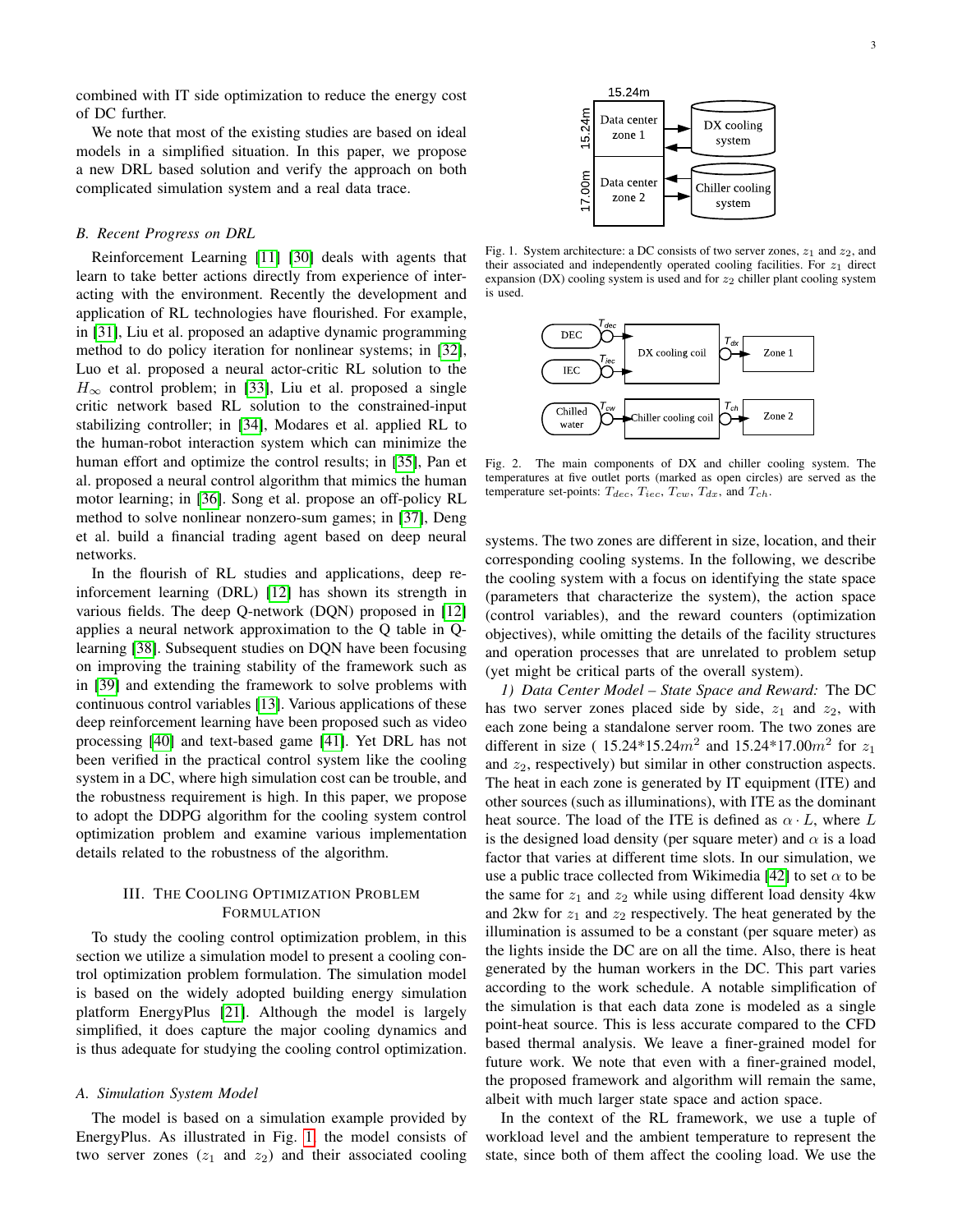combined with IT side optimization to reduce the energy cost of DC further.

We note that most of the existing studies are based on ideal models in a simplified situation. In this paper, we propose a new DRL based solution and verify the approach on both complicated simulation system and a real data trace.

### B. Recent Progress on DRL

Reinforcement Learning [11] [30] deals with agents that learn to take better actions directly from experience of interacting with the environment. Recently the development and application of RL technologies have flourished. For example, in [31], Liu et al. proposed an adaptive dynamic programming method to do policy iteration for nonlinear systems; in [32], Luo et al. proposed a neural actor-critic RL solution to the $H_\infty$ control problem; in [33], Liu et al. proposed a single critic network based RL solution to the constrained-input stabilizing controller; in [34], Modares et al. applied RL to the human-robot interaction system which can minimize the human effort and optimize the control results; in [35], Pan et al. proposed a neural control algorithm that mimics the human motor learning; in [36]. Song et al. propose an off-policy RL method to solve nonlinear nonzero-sum games; in [37], Deng et al. build a financial trading agent based on deep neural networks.

In the flourish of RL studies and applications, deep reinforcement learning (DRL) [12] has shown its strength in various fields. The deep Q-network (DQN) proposed in [12] applies a neural network approximation to the Q table in Q-learning [38]. Subsequent studies on DQN have been focusing on improving the training stability of the framework such as in [39] and extending the framework to solve problems with continuous control variables [13]. Various applications of these deep reinforcement learning have been proposed such as video processing [40] and text-based game [41]. Yet DRL has not been verified in the practical control system like the cooling system in a DC, where high simulation cost can be trouble, and the robustness requirement is high. In this paper, we propose to adopt the DDPG algorithm for the cooling system control optimization problem and examine various implementation details related to the robustness of the algorithm.

## III. The Cooling Optimization Problem Formulation

To study the cooling control optimization problem, in this section we utilize a simulation model to present a cooling control optimization problem formulation. The simulation model is based on the widely adopted building energy simulation platform EnergyPlus [21]. Although the model is largely simplified, it does capture the major cooling dynamics and is thus adequate for studying the cooling control optimization.

### A. Simulation System Model

The model is based on a simulation example provided by EnergyPlus. As illustrated in Fig. 1, the model consists of two server zones ($z_1$ and $z_2$) and their associated cooling systems. The two zones are different in size, location, and their corresponding cooling systems. In the following, we describe the cooling system with a focus on identifying the state space (parameters that characterize the system), the action space (control variables), and the reward counters (optimization objectives), while omitting the details of the facility structures and operation processes that are unrelated to problem setup (yet might be critical parts of the overall system).

Fig. 1. System architecture: a DC consists of two server zones, $z_1$ and $z_2$, and their associated and independently operated cooling facilities. For $z_1$ direct expansion (DX) cooling system is used and for $z_2$ chiller plant cooling system is used.

Fig. 2. The main components of DX and chiller cooling system. The temperatures at five outlet ports (marked as open circles) are served as the temperature set-points: $T_{dec}$, $T_{iec}$, $T_{cw}$, $T_{dx}$, and $T_{ch}$.

*1) Data Center Model – State Space and Reward:* The DC has two server zones placed side by side, $z_1$ and $z_2$, with each zone being a standalone server room. The two zones are different in size ( $15.24*15.24m^2$ and $15.24*17.00m^2$ for $z_1$ and $z_2$, respectively) but similar in other construction aspects. The heat in each zone is generated by IT equipment (ITE) and other sources (such as illuminations), with ITE as the dominant heat source. The load of the ITE is defined as $\alpha \cdot L$, where $L$ is the designed load density (per square meter) and $\alpha$ is a load factor that varies at different time slots. In our simulation, we use a public trace collected from Wikimedia [42] to set $\alpha$ to be the same for $z_1$ and $z_2$ while using different load density 4kw and 2kw for $z_1$ and $z_2$ respectively. The heat generated by the illumination is assumed to be a constant (per square meter) as the lights inside the DC are on all the time. Also, there is heat generated by the human workers in the DC. This part varies according to the work schedule. A notable simplification of the simulation is that each data zone is modeled as a single point-heat source. This is less accurate compared to the CFD based thermal analysis. We leave a finer-grained model for future work. We note that even with a finer-grained model, the proposed framework and algorithm will remain the same, albeit with much larger state space and action space.

In the context of the RL framework, we use a tuple of workload level and the ambient temperature to represent the state, since both of them affect the cooling load. We use the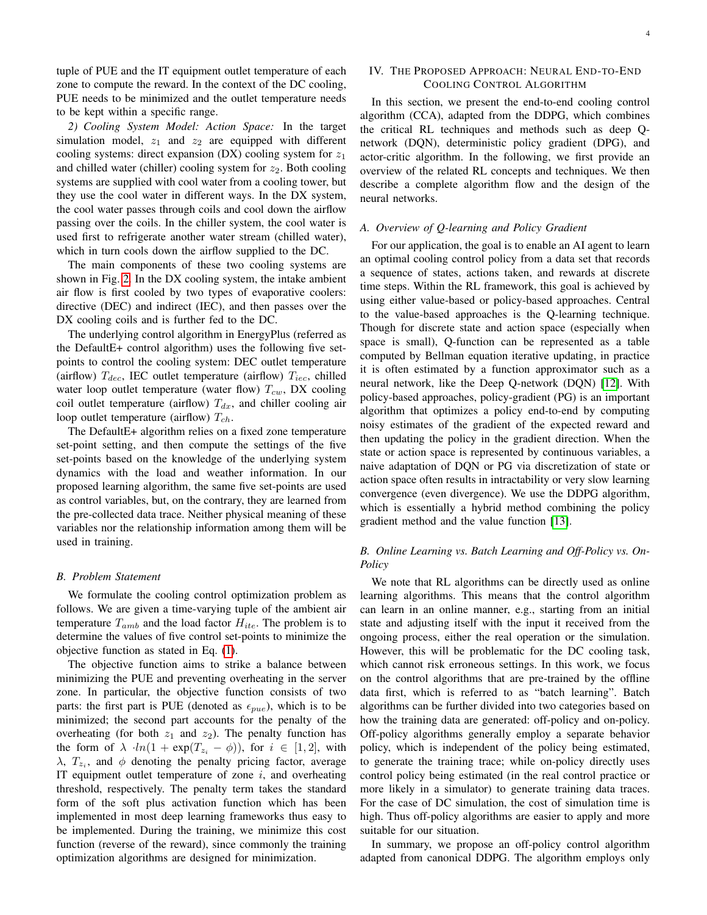tuple of PUE and the IT equipment outlet temperature of each zone to compute the reward. In the context of the DC cooling, PUE needs to be minimized and the outlet temperature needs to be kept within a specific range.

*2) Cooling System Model: Action Space:* In the target simulation model, $z_1$ and $z_2$ are equipped with different cooling systems: direct expansion (DX) cooling system for $z_1$ and chilled water (chiller) cooling system for $z_2$. Both cooling systems are supplied with cool water from a cooling tower, but they use the cool water in different ways. In the DX system, the cool water passes through coils and cool down the airflow passing over the coils. In the chiller system, the cool water is used first to refrigerate another water stream (chilled water), which in turn cools down the airflow supplied to the DC.

The main components of these two cooling systems are shown in Fig. 2. In the DX cooling system, the intake ambient air flow is first cooled by two types of evaporative coolers: directive (DEC) and indirect (IEC), and then passes over the DX cooling coils and is further fed to the DC.

The underlying control algorithm in EnergyPlus (referred as the DefaultE+ control algorithm) uses the following five set-points to control the cooling system: DEC outlet temperature (airflow) $T_{dec}$, IEC outlet temperature (airflow) $T_{iec}$, chilled water loop outlet temperature (water flow) $T_{cw}$, DX cooling coil outlet temperature (airflow) $T_{dx}$, and chiller cooling air loop outlet temperature (airflow) $T_{ch}$.

The DefaultE+ algorithm relies on a fixed zone temperature set-point setting, and then compute the settings of the five set-points based on the knowledge of the underlying system dynamics with the load and weather information. In our proposed learning algorithm, the same five set-points are used as control variables, but, on the contrary, they are learned from the pre-collected data trace. Neither physical meaning of these variables nor the relationship information among them will be used in training.

### B. Problem Statement

We formulate the cooling control optimization problem as follows. We are given a time-varying tuple of the ambient air temperature $T_{amb}$ and the load factor $H_{ite}$. The problem is to determine the values of five control set-points to minimize the objective function as stated in Eq. (1).

The objective function aims to strike a balance between minimizing the PUE and preventing overheating in the server zone. In particular, the objective function consists of two parts: the first part is PUE (denoted as $\epsilon_{pue}$), which is to be minimized; the second part accounts for the penalty of the overheating (for both $z_1$ and $z_2$). The penalty function has the form of $\lambda \cdot ln(1 + \exp(T_{z_i} - \phi))$, for $i \in [1, 2]$, with $\lambda$, $T_{z_i}$, and $\phi$ denoting the penalty pricing factor, average IT equipment outlet temperature of zone $i$, and overheating threshold, respectively. The penalty term takes the standard form of the soft plus activation function which has been implemented in most deep learning frameworks thus easy to be implemented. During the training, we minimize this cost function (reverse of the reward), since commonly the training optimization algorithms are designed for minimization.

## IV. The Proposed Approach: Neural End-to-End Cooling Control Algorithm

In this section, we present the end-to-end cooling control algorithm (CCA), adapted from the DDPG, which combines the critical RL techniques and methods such as deep Q-network (DQN), deterministic policy gradient (DPG), and actor-critic algorithm. In the following, we first provide an overview of the related RL concepts and techniques. We then describe a complete algorithm flow and the design of the neural networks.

### A. Overview of Q-learning and Policy Gradient

For our application, the goal is to enable an AI agent to learn an optimal cooling control policy from a data set that records a sequence of states, actions taken, and rewards at discrete time steps. Within the RL framework, this goal is achieved by using either value-based or policy-based approaches. Central to the value-based approaches is the Q-learning technique. Though for discrete state and action space (especially when space is small), Q-function can be represented as a table computed by Bellman equation iterative updating, in practice it is often estimated by a function approximator such as a neural network, like the Deep Q-network (DQN) [12]. With policy-based approaches, policy-gradient (PG) is an important algorithm that optimizes a policy end-to-end by computing noisy estimates of the gradient of the expected reward and then updating the policy in the gradient direction. When the state or action space is represented by continuous variables, a naive adaptation of DQN or PG via discretization of state or action space often results in intractability or very slow learning convergence (even divergence). We use the DDPG algorithm, which is essentially a hybrid method combining the policy gradient method and the value function [13].

### B. Online Learning vs. Batch Learning and Off-Policy vs. On-Policy

We note that RL algorithms can be directly used as online learning algorithms. This means that the control algorithm can learn in an online manner, e.g., starting from an initial state and adjusting itself with the input it received from the ongoing process, either the real operation or the simulation. However, this will be problematic for the DC cooling task, which cannot risk erroneous settings. In this work, we focus on the control algorithms that are pre-trained by the offline data first, which is referred to as "batch learning". Batch algorithms can be further divided into two categories based on how the training data are generated: off-policy and on-policy. Off-policy algorithms generally employ a separate behavior policy, which is independent of the policy being estimated, to generate the training trace; while on-policy directly uses control policy being estimated (in the real control practice or more likely in a simulator) to generate training data traces. For the case of DC simulation, the cost of simulation time is high. Thus off-policy algorithms are easier to apply and more suitable for our situation.

In summary, we propose an off-policy control algorithm adapted from canonical DDPG. The algorithm employs only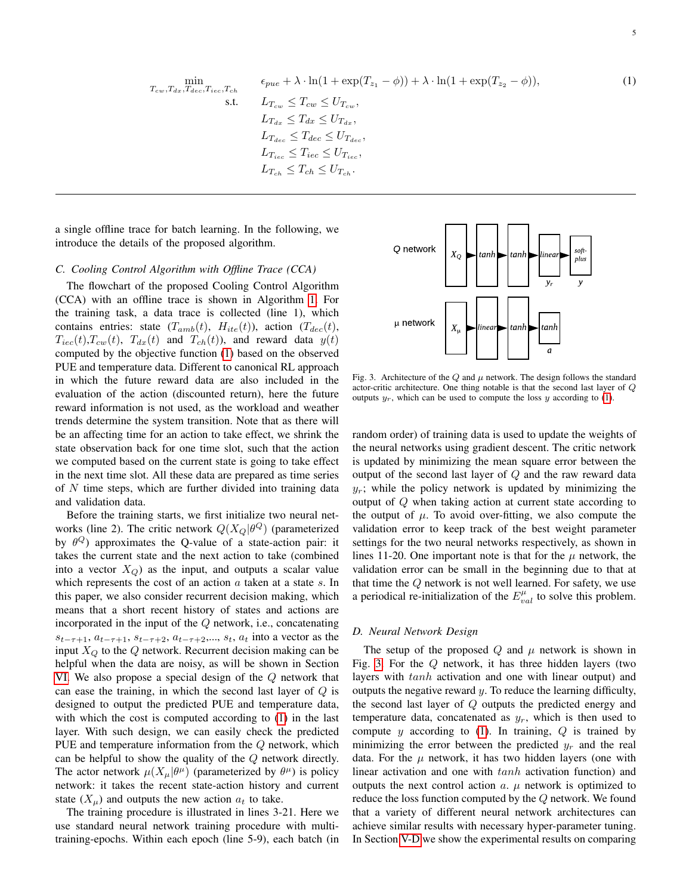$$
\begin{aligned}
\min_{T_{cw},T_{dx},T_{dec},T_{iec},T_{ch}} \quad & \epsilon_{pue} + \lambda \cdot \ln(1+\exp(T_{z_1}-\phi)) + \lambda \cdot \ln(1+\exp(T_{z_2}-\phi)), \\
\text{s.t.} \quad & L_{T_{cw}} \le T_{cw} \le U_{T_{cw}}, \\
& L_{T_{dx}} \le T_{dx} \le U_{T_{dx}}, \\
& L_{T_{dec}} \le T_{dec} \le U_{T_{dec}}, \\
& L_{T_{iec}} \le T_{iec} \le U_{T_{iec}}, \\
& L_{T_{ch}} \le T_{ch} \le U_{T_{ch}}.
\end{aligned} \tag{1}
$$

a single offline trace for batch learning. In the following, we introduce the details of the proposed algorithm.

### C. Cooling Control Algorithm with Offline Trace (CCA)

The flowchart of the proposed Cooling Control Algorithm (CCA) with an offline trace is shown in Algorithm 1. For the training task, a data trace is collected (line 1), which contains entries: state ($T_{amb}(t)$, $H_{ite}(t)$), action ($T_{dec}(t)$, $T_{iec}(t)$,$T_{cw}(t)$, $T_{dx}(t)$ and $T_{ch}(t)$), and reward data $y(t)$ computed by the objective function (1) based on the observed PUE and temperature data. Different to canonical RL approach in which the future reward data are also included in the evaluation of the action (discounted return), here the future reward information is not used, as the workload and weather trends determine the system transition. Note that as there will be an affecting time for an action to take effect, we shrink the state observation back for one time slot, such that the action we computed based on the current state is going to take effect in the next time slot. All these data are prepared as time series of $N$ time steps, which are further divided into training data and validation data.

Before the training starts, we first initialize two neural networks (line 2). The critic network $Q(X_Q|\theta^Q)$ (parameterized by $\theta^Q$) approximates the Q-value of a state-action pair: it takes the current state and the next action to take (combined into a vector $X_Q$) as the input, and outputs a scalar value which represents the cost of an action $a$ taken at a state $s$. In this paper, we also consider recurrent decision making, which means that a short recent history of states and actions are incorporated in the input of the $Q$ network, i.e., concatenating $s_{t-\tau+1}$, $a_{t-\tau+1}$, $s_{t-\tau+2}$, $a_{t-\tau+2}$,..., $s_t$, $a_t$ into a vector as the input $X_Q$ to the $Q$ network. Recurrent decision making can be helpful when the data are noisy, as will be shown in Section VI. We also propose a special design of the $Q$ network that can ease the training, in which the second last layer of $Q$ is designed to output the predicted PUE and temperature data, with which the cost is computed according to (1) in the last layer. With such design, we can easily check the predicted PUE and temperature information from the $Q$ network, which can be helpful to show the quality of the $Q$ network directly. The actor network $\mu(X_\mu|\theta^\mu)$ (parameterized by $\theta^\mu$) is policy network: it takes the recent state-action history and current state ($X_\mu$) and outputs the new action $a_t$ to take.

The training procedure is illustrated in lines 3-21. Here we use standard neural network training procedure with multi-training-epochs. Within each epoch (line 5-9), each batch (in random order) of training data is used to update the weights of the neural networks using gradient descent. The critic network is updated by minimizing the mean square error between the output of the second last layer of $Q$ and the raw reward data $y_r$; while the policy network is updated by minimizing the output of $Q$ when taking action at current state according to the output of $\mu$. To avoid over-fitting, we also compute the validation error to keep track of the best weight parameter settings for the two neural networks respectively, as shown in lines 11-20. One important note is that for the $\mu$ network, the validation error can be small in the beginning due to that at that time the $Q$ network is not well learned. For safety, we use a periodical re-initialization of the $E^\mu_{val}$ to solve this problem.

Fig. 3. Architecture of the $Q$ and $\mu$ network. The design follows the standard actor-critic architecture. One thing notable is that the second last layer of $Q$ outputs $y_r$, which can be used to compute the loss $y$ according to (1).

### D. Neural Network Design

The setup of the proposed $Q$ and $\mu$ network is shown in Fig. 3. For the $Q$ network, it has three hidden layers (two layers with $tanh$ activation and one with linear output) and outputs the negative reward $y$. To reduce the learning difficulty, the second last layer of $Q$ outputs the predicted energy and temperature data, concatenated as $y_r$, which is then used to compute $y$ according to (1). In training, $Q$ is trained by minimizing the error between the predicted $y_r$ and the real data. For the $\mu$ network, it has two hidden layers (one with linear activation and one with $tanh$ activation function) and outputs the next control action $a$. $\mu$ network is optimized to reduce the loss function computed by the $Q$ network. We found that a variety of different neural network architectures can achieve similar results with necessary hyper-parameter tuning. In Section V-D we show the experimental results on comparing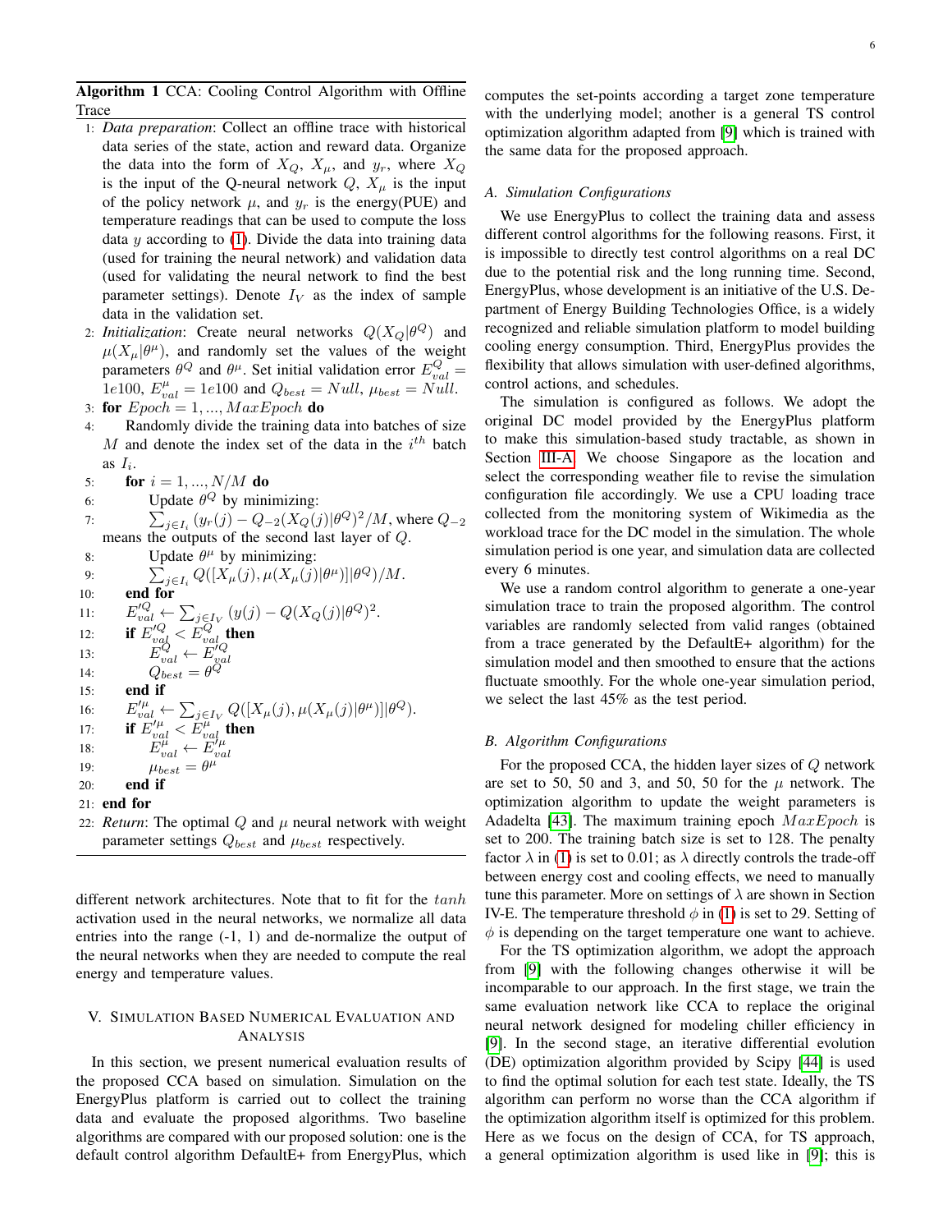**Algorithm 1** CCA: Cooling Control Algorithm with Offline Trace

1: *Data preparation*: Collect an offline trace with historical data series of the state, action and reward data. Organize the data into the form of $X_Q$, $X_\mu$, and $y_r$, where $X_Q$ is the input of the Q-neural network $Q$, $X_\mu$ is the input of the policy network $\mu$, and $y_r$ is the energy(PUE) and temperature readings that can be used to compute the loss data $y$ according to (1). Divide the data into training data (used for training the neural network) and validation data (used for validating the neural network to find the best parameter settings). Denote $I_V$ as the index of sample data in the validation set.

2: *Initialization*: Create neural networks $Q(X_Q|\theta^Q)$ and $\mu(X_\mu|\theta^\mu)$, and randomly set the values of the weight parameters $\theta^Q$ and $\theta^\mu$. Set initial validation error $E^Q_{val} = 1e100$, $E^\mu_{val} = 1e100$ and $Q_{best} = Null$, $\mu_{best} = Null$.

3: **for** $Epoch = 1, ..., MaxEpoch$ **do**

4: Randomly divide the training data into batches of size $M$ and denote the index set of the data in the $i^{th}$ batch as $I_i$.

5: **for** $i = 1, ..., N/M$ **do**

6: Update $\theta^Q$ by minimizing:

7: $\sum_{j \in I_i} (y_r(j) - Q_{-2}(X_Q(j)|\theta^Q)^2/M$, where $Q_{-2}$ means the outputs of the second last layer of $Q$.

8: Update $\theta^\mu$ by minimizing:

9: $\sum_{j \in I_i} Q([X_\mu(j), \mu(X_\mu(j)|\theta^\mu)]|\theta^Q)/M$.

10: **end for**

11: $E'^Q_{val} \leftarrow \sum_{j \in I_V} (y(j) - Q(X_Q(j)|\theta^Q)^2$.

12: **if** $E'^Q_{val} < E^Q_{val}$ **then**

13: $E^Q_{val} \leftarrow E'^Q_{val}$

14: $Q_{best} = \theta^Q$

15: **end if**

16: $E'^\mu_{val} \leftarrow \sum_{j \in I_V} Q([X_\mu(j), \mu(X_\mu(j)|\theta^\mu)]|\theta^Q)$.

17: **if** $E'^\mu_{val} < E^\mu_{val}$ **then**

18: $E^\mu_{val} \leftarrow E'^\mu_{val}$

19: $\mu_{best} = \theta^\mu$

20: **end if**

21: **end for**

22: *Return*: The optimal $Q$ and $\mu$ neural network with weight parameter settings $Q_{best}$ and $\mu_{best}$ respectively.

different network architectures. Note that to fit for the $tanh$ activation used in the neural networks, we normalize all data entries into the range (-1, 1) and de-normalize the output of the neural networks when they are needed to compute the real energy and temperature values.

## V. Simulation Based Numerical Evaluation and Analysis

In this section, we present numerical evaluation results of the proposed CCA based on simulation. Simulation on the EnergyPlus platform is carried out to collect the training data and evaluate the proposed algorithms. Two baseline algorithms are compared with our proposed solution: one is the default control algorithm DefaultE+ from EnergyPlus, which computes the set-points according a target zone temperature with the underlying model; another is a general TS control optimization algorithm adapted from [9] which is trained with the same data for the proposed approach.

### A. Simulation Configurations

We use EnergyPlus to collect the training data and assess different control algorithms for the following reasons. First, it is impossible to directly test control algorithms on a real DC due to the potential risk and the long running time. Second, EnergyPlus, whose development is an initiative of the U.S. Department of Energy Building Technologies Office, is a widely recognized and reliable simulation platform to model building cooling energy consumption. Third, EnergyPlus provides the flexibility that allows simulation with user-defined algorithms, control actions, and schedules.

The simulation is configured as follows. We adopt the original DC model provided by the EnergyPlus platform to make this simulation-based study tractable, as shown in Section III-A. We choose Singapore as the location and select the corresponding weather file to revise the simulation configuration file accordingly. We use a CPU loading trace collected from the monitoring system of Wikimedia as the workload trace for the DC model in the simulation. The whole simulation period is one year, and simulation data are collected every 6 minutes.

We use a random control algorithm to generate a one-year simulation trace to train the proposed algorithm. The control variables are randomly selected from valid ranges (obtained from a trace generated by the DefaultE+ algorithm) for the simulation model and then smoothed to ensure that the actions fluctuate smoothly. For the whole one-year simulation period, we select the last 45% as the test period.

### B. Algorithm Configurations

For the proposed CCA, the hidden layer sizes of $Q$ network are set to 50, 50 and 3, and 50, 50 for the $\mu$ network. The optimization algorithm to update the weight parameters is Adadelta [43]. The maximum training epoch $MaxEpoch$ is set to 200. The training batch size is set to 128. The penalty factor $\lambda$ in (1) is set to 0.01; as $\lambda$ directly controls the trade-off between energy cost and cooling effects, we need to manually tune this parameter. More on settings of $\lambda$ are shown in Section IV-E. The temperature threshold $\phi$ in (1) is set to 29. Setting of $\phi$ is depending on the target temperature one want to achieve.

For the TS optimization algorithm, we adopt the approach from [9] with the following changes otherwise it will be incomparable to our approach. In the first stage, we train the same evaluation network like CCA to replace the original neural network designed for modeling chiller efficiency in [9]. In the second stage, an iterative differential evolution (DE) optimization algorithm provided by Scipy [44] is used to find the optimal solution for each test state. Ideally, the TS algorithm can perform no worse than the CCA algorithm if the optimization algorithm itself is optimized for this problem. Here as we focus on the design of CCA, for TS approach, a general optimization algorithm is used like in [9]; this is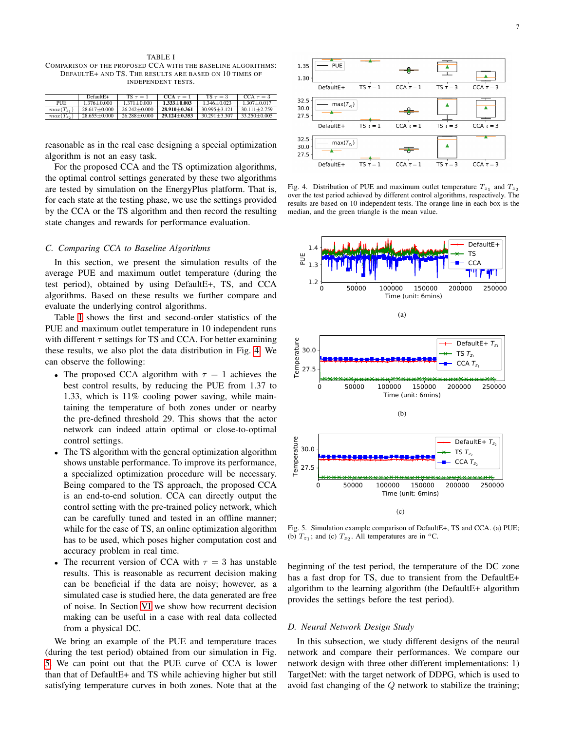TABLE I
COMPARISON OF THE PROPOSED CCA WITH THE BASELINE ALGORITHMS: DEFAULTE+ AND TS. THE RESULTS ARE BASED ON 10 TIMES OF INDEPENDENT TESTS.

| | DefaultE+ | TS $\tau = 1$ | **CCA $\tau = 1$** | TS $\tau = 3$ | CCA $\tau = 3$ |
|---|---|---|---|---|---|
| PUE | 1.376±0.000 | 1.371±0.000 | **1.333±0.003** | 1.346±0.023 | 1.307±0.017 |
| $max(T_{z_1})$ | 28.617±0.000 | 26.242±0.000 | **28.910±0.361** | 30.995±3.121 | 30.111±2.759 |
| $max(T_{z_2})$ | 28.655±0.000 | 26.288±0.000 | **29.124±0.353** | 30.291±3.307 | 33.250±0.005 |

reasonable as in the real case designing a special optimization algorithm is not an easy task.

For the proposed CCA and the TS optimization algorithms, the optimal control settings generated by these two algorithms are tested by simulation on the EnergyPlus platform. That is, for each state at the testing phase, we use the settings provided by the CCA or the TS algorithm and then record the resulting state changes and rewards for performance evaluation.

### C. Comparing CCA to Baseline Algorithms

In this section, we present the simulation results of the average PUE and maximum outlet temperature (during the test period), obtained by using DefaultE+, TS, and CCA algorithms. Based on these results we further compare and evaluate the underlying control algorithms.

Table I shows the first and second-order statistics of the PUE and maximum outlet temperature in 10 independent runs with different $\tau$ settings for TS and CCA. For better examining these results, we also plot the data distribution in Fig. 4. We can observe the following:

- The proposed CCA algorithm with $\tau = 1$ achieves the best control results, by reducing the PUE from 1.37 to 1.33, which is 11% cooling power saving, while maintaining the temperature of both zones under or nearby the pre-defined threshold 29. This shows that the actor network can indeed attain optimal or close-to-optimal control settings.
- The TS algorithm with the general optimization algorithm shows unstable performance. To improve its performance, a specialized optimization procedure will be necessary. Being compared to the TS approach, the proposed CCA is an end-to-end solution. CCA can directly output the control setting with the pre-trained policy network, which can be carefully tuned and tested in an offline manner; while for the case of TS, an online optimization algorithm has to be used, which poses higher computation cost and accuracy problem in real time.
- The recurrent version of CCA with $\tau = 3$ has unstable results. This is reasonable as recurrent decision making can be beneficial if the data are noisy; however, as a simulated case is studied here, the data generated are free of noise. In Section VI we show how recurrent decision making can be useful in a case with real data collected from a physical DC.

We bring an example of the PUE and temperature traces (during the test period) obtained from our simulation in Fig. 5. We can point out that the PUE curve of CCA is lower than that of DefaultE+ and TS while achieving higher but still satisfying temperature curves in both zones. Note that at the beginning of the test period, the temperature of the DC zone has a fast drop for TS, due to transient from the DefaultE+ algorithm to the learning algorithm (the DefaultE+ algorithm provides the settings before the test period).

Fig. 4. Distribution of PUE and maximum outlet temperature $T_{z_1}$ and $T_{z_2}$ over the test period achieved by different control algorithms, respectively. The results are based on 10 independent tests. The orange line in each box is the median, and the green triangle is the mean value.

Fig. 5. Simulation example comparison of DefaultE+, TS and CCA. (a) PUE; (b) $T_{z_1}$; and (c) $T_{z_2}$. All temperatures are in $^o$C.

### D. Neural Network Design Study

In this subsection, we study different designs of the neural network and compare their performances. We compare our network design with three other different implementations: 1) TargetNet: with the target network of DDPG, which is used to avoid fast changing of the $Q$ network to stabilize the training;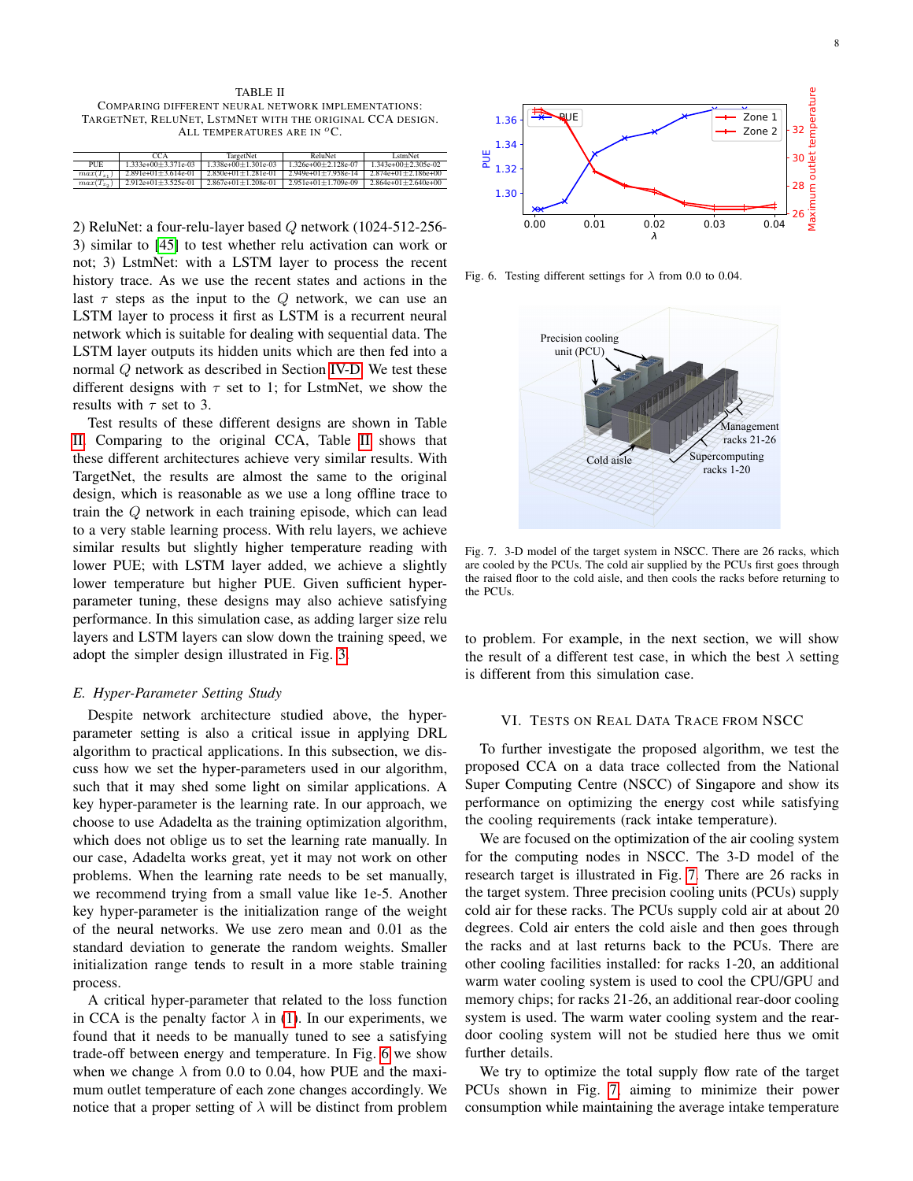TABLE II

COMPARING DIFFERENT NEURAL NETWORK IMPLEMENTATIONS: TARGETNET, RELUNET, LSTMNET WITH THE ORIGINAL CCA DESIGN. ALL TEMPERATURES ARE IN $^{o}$C.

| | CCA | TargetNet | ReluNet | LstmNet |
|---|---|---|---|---|
| PUE | 1.333e+00±3.371e-03 | 1.338e+00±1.301e-03 | 1.326e+00±2.128e-07 | 1.343e+00±2.305e-02 |
| $max(T_{z_1})$ | 2.891e+01±3.614e-01 | 2.850e+01±1.281e-01 | 2.949e+01±7.958e-14 | 2.874e+01±2.186e+00 |
| $max(T_{z_2})$ | 2.912e+01±3.525e-01 | 2.867e+01±1.208e-01 | 2.951e+01±1.709e-09 | 2.864e+01±2.640e+00 |

2) ReluNet: a four-relu-layer based $Q$ network (1024-512-256-3) similar to [45] to test whether relu activation can work or not; 3) LstmNet: with a LSTM layer to process the recent history trace. As we use the recent states and actions in the last $\tau$ steps as the input to the $Q$ network, we can use an LSTM layer to process it first as LSTM is a recurrent neural network which is suitable for dealing with sequential data. The LSTM layer outputs its hidden units which are then fed into a normal $Q$ network as described in Section IV-D. We test these different designs with $\tau$ set to 1; for LstmNet, we show the results with $\tau$ set to 3.

Test results of these different designs are shown in Table II. Comparing to the original CCA, Table II shows that these different architectures achieve very similar results. With TargetNet, the results are almost the same to the original design, which is reasonable as we use a long offline trace to train the $Q$ network in each training episode, which can lead to a very stable learning process. With relu layers, we achieve similar results but slightly higher temperature reading with lower PUE; with LSTM layer added, we achieve a slightly lower temperature but higher PUE. Given sufficient hyper-parameter tuning, these designs may also achieve satisfying performance. In this simulation case, as adding larger size relu layers and LSTM layers can slow down the training speed, we adopt the simpler design illustrated in Fig. 3.

### E. Hyper-Parameter Setting Study

Despite network architecture studied above, the hyper-parameter setting is also a critical issue in applying DRL algorithm to practical applications. In this subsection, we discuss how we set the hyper-parameters used in our algorithm, such that it may shed some light on similar applications. A key hyper-parameter is the learning rate. In our approach, we choose to use Adadelta as the training optimization algorithm, which does not oblige us to set the learning rate manually. In our case, Adadelta works great, yet it may not work on other problems. When the learning rate needs to be set manually, we recommend trying from a small value like 1e-5. Another key hyper-parameter is the initialization range of the weight of the neural networks. We use zero mean and 0.01 as the standard deviation to generate the random weights. Smaller initialization range tends to result in a more stable training process.

A critical hyper-parameter that related to the loss function in CCA is the penalty factor $\lambda$ in (1). In our experiments, we found that it needs to be manually tuned to see a satisfying trade-off between energy and temperature. In Fig. 6 we show when we change $\lambda$ from 0.0 to 0.04, how PUE and the maximum outlet temperature of each zone changes accordingly. We notice that a proper setting of $\lambda$ will be distinct from problem to problem. For example, in the next section, we will show the result of a different test case, in which the best $\lambda$ setting is different from this simulation case.

Fig. 6. Testing different settings for $\lambda$ from 0.0 to 0.04.

Fig. 7. 3-D model of the target system in NSCC. There are 26 racks, which are cooled by the PCUs. The cold air supplied by the PCUs first goes through the raised floor to the cold aisle, and then cools the racks before returning to the PCUs.

## VI. TESTS ON REAL DATA TRACE FROM NSCC

To further investigate the proposed algorithm, we test the proposed CCA on a data trace collected from the National Super Computing Centre (NSCC) of Singapore and show its performance on optimizing the energy cost while satisfying the cooling requirements (rack intake temperature).

We are focused on the optimization of the air cooling system for the computing nodes in NSCC. The 3-D model of the research target is illustrated in Fig. 7. There are 26 racks in the target system. Three precision cooling units (PCUs) supply cold air for these racks. The PCUs supply cold air at about 20 degrees. Cold air enters the cold aisle and then goes through the racks and at last returns back to the PCUs. There are other cooling facilities installed: for racks 1-20, an additional warm water cooling system is used to cool the CPU/GPU and memory chips; for racks 21-26, an additional rear-door cooling system is used. The warm water cooling system and the rear-door cooling system will not be studied here thus we omit further details.

We try to optimize the total supply flow rate of the target PCUs shown in Fig. 7, aiming to minimize their power consumption while maintaining the average intake temperature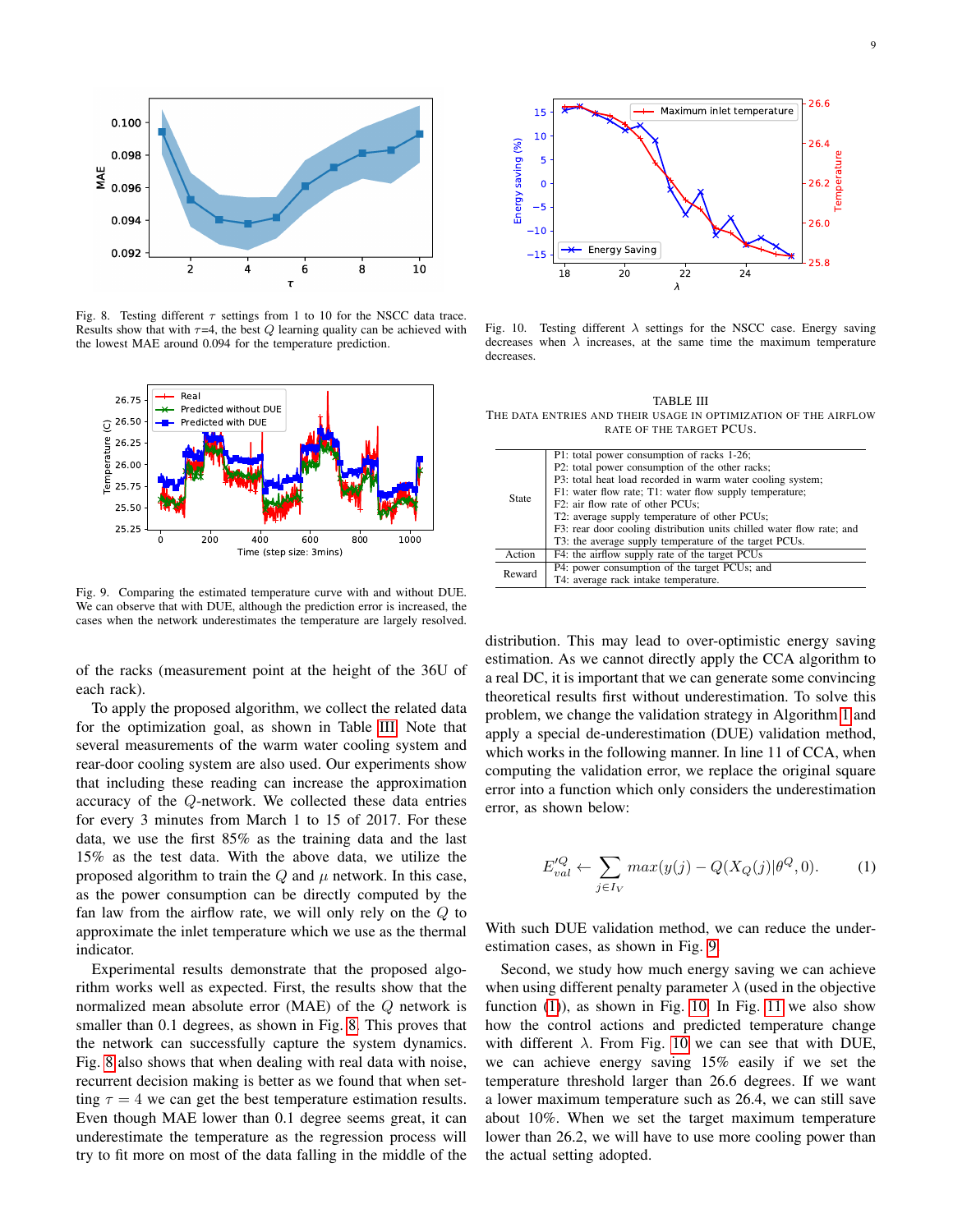Fig. 8. Testing different $\tau$ settings from 1 to 10 for the NSCC data trace. Results show that with $\tau$=4, the best $Q$ learning quality can be achieved with the lowest MAE around 0.094 for the temperature prediction.

Fig. 9. Comparing the estimated temperature curve with and without DUE. We can observe that with DUE, although the prediction error is increased, the cases when the network underestimates the temperature are largely resolved.

of the racks (measurement point at the height of the 36U of each rack).

To apply the proposed algorithm, we collect the related data for the optimization goal, as shown in Table III. Note that several measurements of the warm water cooling system and rear-door cooling system are also used. Our experiments show that including these reading can increase the approximation accuracy of the $Q$-network. We collected these data entries for every 3 minutes from March 1 to 15 of 2017. For these data, we use the first 85% as the training data and the last 15% as the test data. With the above data, we utilize the proposed algorithm to train the $Q$ and $\mu$ network. In this case, as the power consumption can be directly computed by the fan law from the airflow rate, we will only rely on the $Q$ to approximate the inlet temperature which we use as the thermal indicator.

Experimental results demonstrate that the proposed algorithm works well as expected. First, the results show that the normalized mean absolute error (MAE) of the $Q$ network is smaller than 0.1 degrees, as shown in Fig. 8. This proves that the network can successfully capture the system dynamics. Fig. 8 also shows that when dealing with real data with noise, recurrent decision making is better as we found that when setting $\tau = 4$ we can get the best temperature estimation results. Even though MAE lower than 0.1 degree seems great, it can underestimate the temperature as the regression process will try to fit more on most of the data falling in the middle of the distribution. This may lead to over-optimistic energy saving estimation. As we cannot directly apply the CCA algorithm to a real DC, it is important that we can generate some convincing theoretical results first without underestimation. To solve this problem, we change the validation strategy in Algorithm 1 and apply a special de-underestimation (DUE) validation method, which works in the following manner. In line 11 of CCA, when computing the validation error, we replace the original square error into a function which only considers the underestimation error, as shown below:

$$E'^{Q}_{val} \leftarrow \sum_{j \in I_V} max(y(j) - Q(X_Q(j)|\theta^Q, 0). \qquad (1)$$

With such DUE validation method, we can reduce the underestimation cases, as shown in Fig. 9.

Second, we study how much energy saving we can achieve when using different penalty parameter $\lambda$ (used in the objective function (1)), as shown in Fig. 10. In Fig. 11 we also show how the control actions and predicted temperature change with different $\lambda$. From Fig. 10 we can see that with DUE, we can achieve energy saving 15% easily if we set the temperature threshold larger than 26.6 degrees. If we want a lower maximum temperature such as 26.4, we can still save about 10%. When we set the target maximum temperature lower than 26.2, we will have to use more cooling power than the actual setting adopted.

Fig. 10. Testing different $\lambda$ settings for the NSCC case. Energy saving decreases when $\lambda$ increases, at the same time the maximum temperature decreases.

TABLE III
THE DATA ENTRIES AND THEIR USAGE IN OPTIMIZATION OF THE AIRFLOW RATE OF THE TARGET PCUS.

| | |
|---|---|
| State | P1: total power consumption of racks 1-26; P2: total power consumption of the other racks; P3: total heat load recorded in warm water cooling system; F1: water flow rate; T1: water flow supply temperature; F2: air flow rate of other PCUs; T2: average supply temperature of other PCUs; F3: rear door cooling distribution units chilled water flow rate; and T3: the average supply temperature of the target PCUs. |
| Action | F4: the airflow supply rate of the target PCUs |
| Reward | P4: power consumption of the target PCUs; and T4: average rack intake temperature. |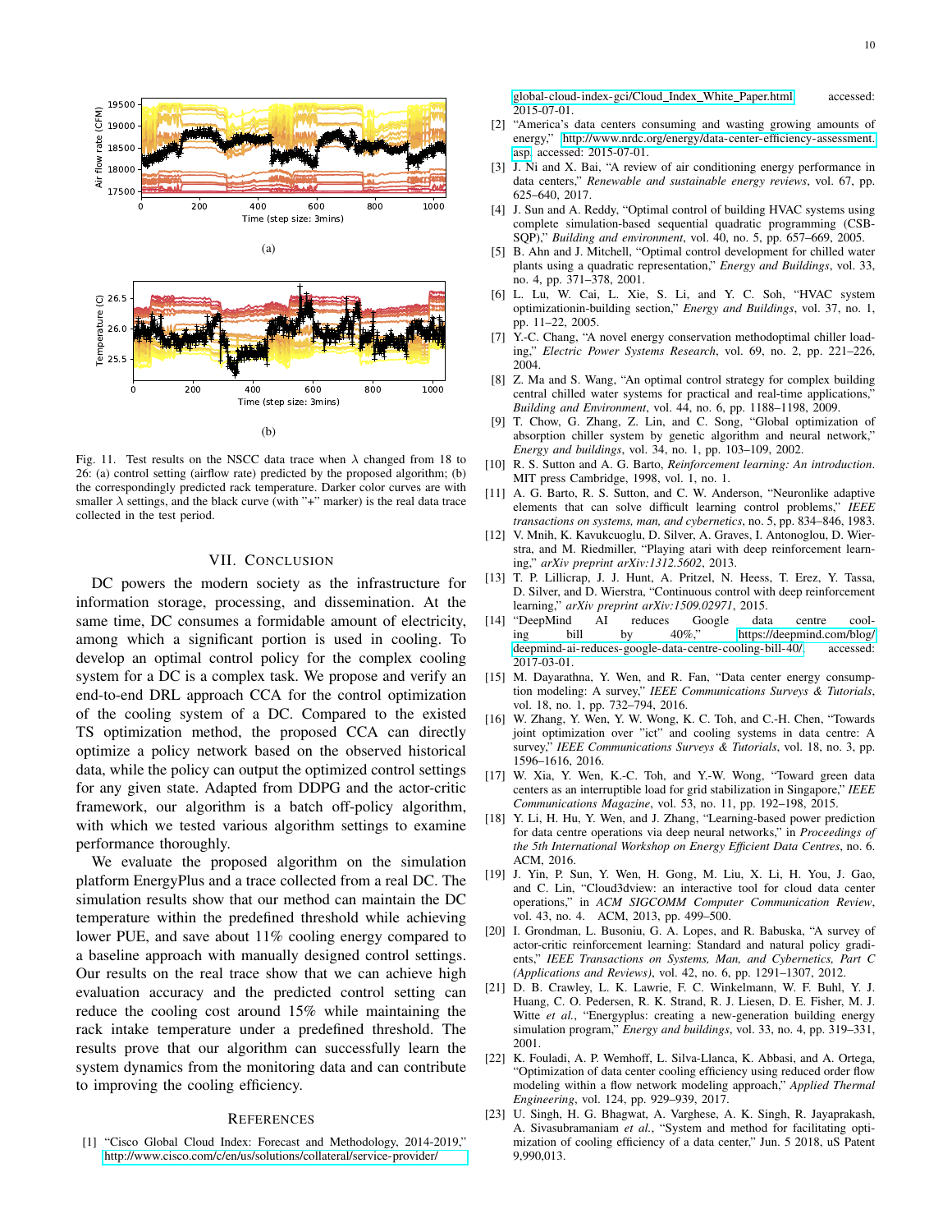Fig. 11. Test results on the NSCC data trace when $\lambda$ changed from 18 to 26: (a) control setting (airflow rate) predicted by the proposed algorithm; (b) the correspondingly predicted rack temperature. Darker color curves are with smaller $\lambda$ settings, and the black curve (with "+" marker) is the real data trace collected in the test period.

## VII. Conclusion

DC powers the modern society as the infrastructure for information storage, processing, and dissemination. At the same time, DC consumes a formidable amount of electricity, among which a significant portion is used in cooling. To develop an optimal control policy for the complex cooling system for a DC is a complex task. We propose and verify an end-to-end DRL approach CCA for the control optimization of the cooling system of a DC. Compared to the existed TS optimization method, the proposed CCA can directly optimize a policy network based on the observed historical data, while the policy can output the optimized control settings for any given state. Adapted from DDPG and the actor-critic framework, our algorithm is a batch off-policy algorithm, with which we tested various algorithm settings to examine performance thoroughly.

We evaluate the proposed algorithm on the simulation platform EnergyPlus and a trace collected from a real DC. The simulation results show that our method can maintain the DC temperature within the predefined threshold while achieving lower PUE, and save about 11% cooling energy compared to a baseline approach with manually designed control settings. Our results on the real trace show that we can achieve high evaluation accuracy and the predicted control setting can reduce the cooling cost around 15% while maintaining the rack intake temperature under a predefined threshold. The results prove that our algorithm can successfully learn the system dynamics from the monitoring data and can contribute to improving the cooling efficiency.

## References

[1] "Cisco Global Cloud Index: Forecast and Methodology, 2014-2019," http://www.cisco.com/c/en/us/solutions/collateral/service-provider/global-cloud-index-gci/Cloud_Index_White_Paper.html, accessed: 2015-07-01.

[2] "America's data centers consuming and wasting growing amounts of energy," http://www.nrdc.org/energy/data-center-efficiency-assessment.asp, accessed: 2015-07-01.

[3] J. Ni and X. Bai, "A review of air conditioning energy performance in data centers," *Renewable and sustainable energy reviews*, vol. 67, pp. 625–640, 2017.

[4] J. Sun and A. Reddy, "Optimal control of building HVAC systems using complete simulation-based sequential quadratic programming (CSB-SQP)," *Building and environment*, vol. 40, no. 5, pp. 657–669, 2005.

[5] B. Ahn and J. Mitchell, "Optimal control development for chilled water plants using a quadratic representation," *Energy and Buildings*, vol. 33, no. 4, pp. 371–378, 2001.

[6] L. Lu, W. Cai, L. Xie, S. Li, and Y. C. Soh, "HVAC system optimizationin-building section," *Energy and Buildings*, vol. 37, no. 1, pp. 11–22, 2005.

[7] Y.-C. Chang, "A novel energy conservation methodoptimal chiller loading," *Electric Power Systems Research*, vol. 69, no. 2, pp. 221–226, 2004.

[8] Z. Ma and S. Wang, "An optimal control strategy for complex building central chilled water systems for practical and real-time applications," *Building and Environment*, vol. 44, no. 6, pp. 1188–1198, 2009.

[9] T. Chow, G. Zhang, Z. Lin, and C. Song, "Global optimization of absorption chiller system by genetic algorithm and neural network," *Energy and buildings*, vol. 34, no. 1, pp. 103–109, 2002.

[10] R. S. Sutton and A. G. Barto, *Reinforcement learning: An introduction*. MIT press Cambridge, 1998, vol. 1, no. 1.

[11] A. G. Barto, R. S. Sutton, and C. W. Anderson, "Neuronlike adaptive elements that can solve difficult learning control problems," *IEEE transactions on systems, man, and cybernetics*, no. 5, pp. 834–846, 1983.

[12] V. Mnih, K. Kavukcuoglu, D. Silver, A. Graves, I. Antonoglou, D. Wierstra, and M. Riedmiller, "Playing atari with deep reinforcement learning," *arXiv preprint arXiv:1312.5602*, 2013.

[13] T. P. Lillicrap, J. J. Hunt, A. Pritzel, N. Heess, T. Erez, Y. Tassa, D. Silver, and D. Wierstra, "Continuous control with deep reinforcement learning," *arXiv preprint arXiv:1509.02971*, 2015.

[14] "DeepMind AI reduces Google data centre cooling bill by 40%," https://deepmind.com/blog/deepmind-ai-reduces-google-data-centre-cooling-bill-40/, accessed: 2017-03-01.

[15] M. Dayarathna, Y. Wen, and R. Fan, "Data center energy consumption modeling: A survey," *IEEE Communications Surveys & Tutorials*, vol. 18, no. 1, pp. 732–794, 2016.

[16] W. Zhang, Y. Wen, Y. W. Wong, K. C. Toh, and C.-H. Chen, "Towards joint optimization over "ict" and cooling systems in data centre: A survey," *IEEE Communications Surveys & Tutorials*, vol. 18, no. 3, pp. 1596–1616, 2016.

[17] W. Xia, Y. Wen, K.-C. Toh, and Y.-W. Wong, "Toward green data centers as an interruptible load for grid stabilization in Singapore," *IEEE Communications Magazine*, vol. 53, no. 11, pp. 192–198, 2015.

[18] Y. Li, H. Hu, Y. Wen, and J. Zhang, "Learning-based power prediction for data centre operations via deep neural networks," in *Proceedings of the 5th International Workshop on Energy Efficient Data Centres*, no. 6. ACM, 2016.

[19] J. Yin, P. Sun, Y. Wen, H. Gong, M. Liu, X. Li, H. You, J. Gao, and C. Lin, "Cloud3dview: an interactive tool for cloud data center operations," in *ACM SIGCOMM Computer Communication Review*, vol. 43, no. 4. ACM, 2013, pp. 499–500.

[20] I. Grondman, L. Busoniu, G. A. Lopes, and R. Babuska, "A survey of actor-critic reinforcement learning: Standard and natural policy gradients," *IEEE Transactions on Systems, Man, and Cybernetics, Part C (Applications and Reviews)*, vol. 42, no. 6, pp. 1291–1307, 2012.

[21] D. B. Crawley, L. K. Lawrie, F. C. Winkelmann, W. F. Buhl, Y. J. Huang, C. O. Pedersen, R. K. Strand, R. J. Liesen, D. E. Fisher, M. J. Witte *et al.*, "Energyplus: creating a new-generation building energy simulation program," *Energy and buildings*, vol. 33, no. 4, pp. 319–331, 2001.

[22] K. Fouladi, A. P. Wemhoff, L. Silva-Llanca, K. Abbasi, and A. Ortega, "Optimization of data center cooling efficiency using reduced order flow modeling within a flow network modeling approach," *Applied Thermal Engineering*, vol. 124, pp. 929–939, 2017.

[23] U. Singh, H. G. Bhagwat, A. Varghese, A. K. Singh, R. Jayaprakash, A. Sivasubramaniam *et al.*, "System and method for facilitating optimization of cooling efficiency of a data center," Jun. 5 2018, uS Patent 9,990,013.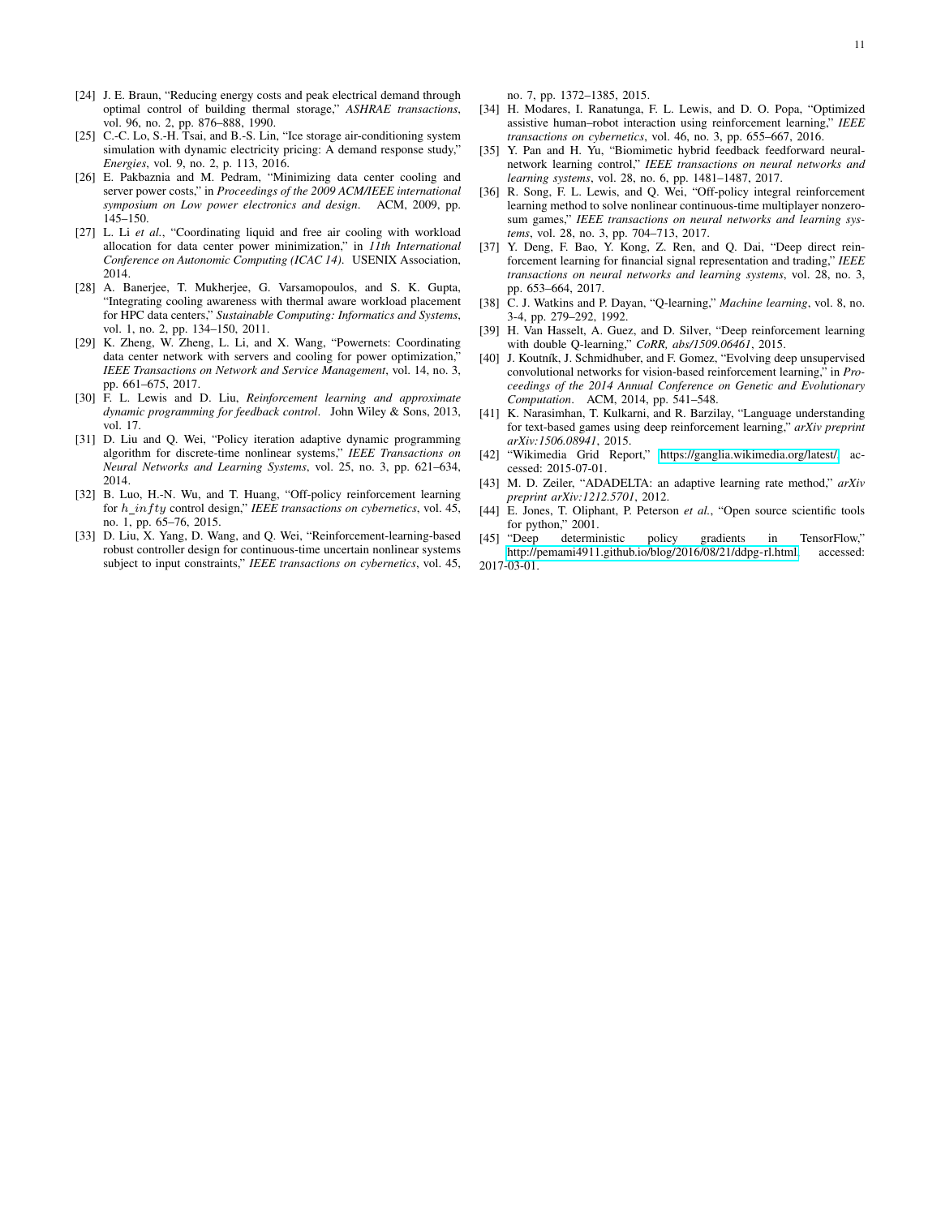[24] J. E. Braun, "Reducing energy costs and peak electrical demand through optimal control of building thermal storage," *ASHRAE transactions*, vol. 96, no. 2, pp. 876–888, 1990.

[25] C.-C. Lo, S.-H. Tsai, and B.-S. Lin, "Ice storage air-conditioning system simulation with dynamic electricity pricing: A demand response study," *Energies*, vol. 9, no. 2, p. 113, 2016.

[26] E. Pakbaznia and M. Pedram, "Minimizing data center cooling and server power costs," in *Proceedings of the 2009 ACM/IEEE international symposium on Low power electronics and design*. ACM, 2009, pp. 145–150.

[27] L. Li *et al.*, "Coordinating liquid and free air cooling with workload allocation for data center power minimization," in *11th International Conference on Autonomic Computing (ICAC 14)*. USENIX Association, 2014.

[28] A. Banerjee, T. Mukherjee, G. Varsamopoulos, and S. K. Gupta, "Integrating cooling awareness with thermal aware workload placement for HPC data centers," *Sustainable Computing: Informatics and Systems*, vol. 1, no. 2, pp. 134–150, 2011.

[29] K. Zheng, W. Zheng, L. Li, and X. Wang, "Powernets: Coordinating data center network with servers and cooling for power optimization," *IEEE Transactions on Network and Service Management*, vol. 14, no. 3, pp. 661–675, 2017.

[30] F. L. Lewis and D. Liu, *Reinforcement learning and approximate dynamic programming for feedback control*. John Wiley & Sons, 2013, vol. 17.

[31] D. Liu and Q. Wei, "Policy iteration adaptive dynamic programming algorithm for discrete-time nonlinear systems," *IEEE Transactions on Neural Networks and Learning Systems*, vol. 25, no. 3, pp. 621–634, 2014.

[32] B. Luo, H.-N. Wu, and T. Huang, "Off-policy reinforcement learning for $h\_infty$ control design," *IEEE transactions on cybernetics*, vol. 45, no. 1, pp. 65–76, 2015.

[33] D. Liu, X. Yang, D. Wang, and Q. Wei, "Reinforcement-learning-based robust controller design for continuous-time uncertain nonlinear systems subject to input constraints," *IEEE transactions on cybernetics*, vol. 45, no. 7, pp. 1372–1385, 2015.

[34] H. Modares, I. Ranatunga, F. L. Lewis, and D. O. Popa, "Optimized assistive human–robot interaction using reinforcement learning," *IEEE transactions on cybernetics*, vol. 46, no. 3, pp. 655–667, 2016.

[35] Y. Pan and H. Yu, "Biomimetic hybrid feedback feedforward neural-network learning control," *IEEE transactions on neural networks and learning systems*, vol. 28, no. 6, pp. 1481–1487, 2017.

[36] R. Song, F. L. Lewis, and Q. Wei, "Off-policy integral reinforcement learning method to solve nonlinear continuous-time multiplayer nonzero-sum games," *IEEE transactions on neural networks and learning systems*, vol. 28, no. 3, pp. 704–713, 2017.

[37] Y. Deng, F. Bao, Y. Kong, Z. Ren, and Q. Dai, "Deep direct reinforcement learning for financial signal representation and trading," *IEEE transactions on neural networks and learning systems*, vol. 28, no. 3, pp. 653–664, 2017.

[38] C. J. Watkins and P. Dayan, "Q-learning," *Machine learning*, vol. 8, no. 3-4, pp. 279–292, 1992.

[39] H. Van Hasselt, A. Guez, and D. Silver, "Deep reinforcement learning with double Q-learning," *CoRR, abs/1509.06461*, 2015.

[40] J. Koutník, J. Schmidhuber, and F. Gomez, "Evolving deep unsupervised convolutional networks for vision-based reinforcement learning," in *Proceedings of the 2014 Annual Conference on Genetic and Evolutionary Computation*. ACM, 2014, pp. 541–548.

[41] K. Narasimhan, T. Kulkarni, and R. Barzilay, "Language understanding for text-based games using deep reinforcement learning," *arXiv preprint arXiv:1506.08941*, 2015.

[42] "Wikimedia Grid Report," https://ganglia.wikimedia.org/latest/, accessed: 2015-07-01.

[43] M. D. Zeiler, "ADADELTA: an adaptive learning rate method," *arXiv preprint arXiv:1212.5701*, 2012.

[44] E. Jones, T. Oliphant, P. Peterson *et al.*, "Open source scientific tools for python," 2001.

[45] "Deep deterministic policy gradients in TensorFlow," http://pemami4911.github.io/blog/2016/08/21/ddpg-rl.html, accessed: 2017-03-01.